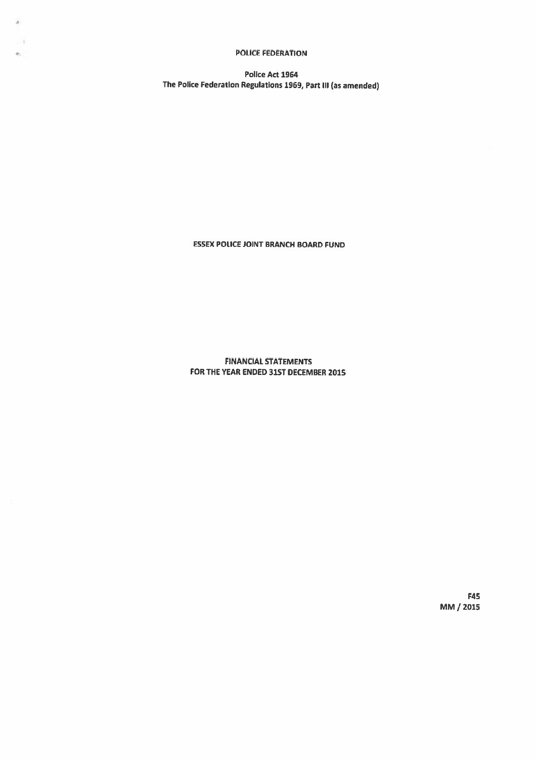# POLICE FEDERATION

**Police Act 1964**
**The Police Federation Regulations 1969, Part III (as amended)**

## ESSEX POLICE JOINT BRANCH BOARD FUND

## FINANCIAL STATEMENTS
## FOR THE YEAR ENDED 31ST DECEMBER 2015

F45
MM / 2015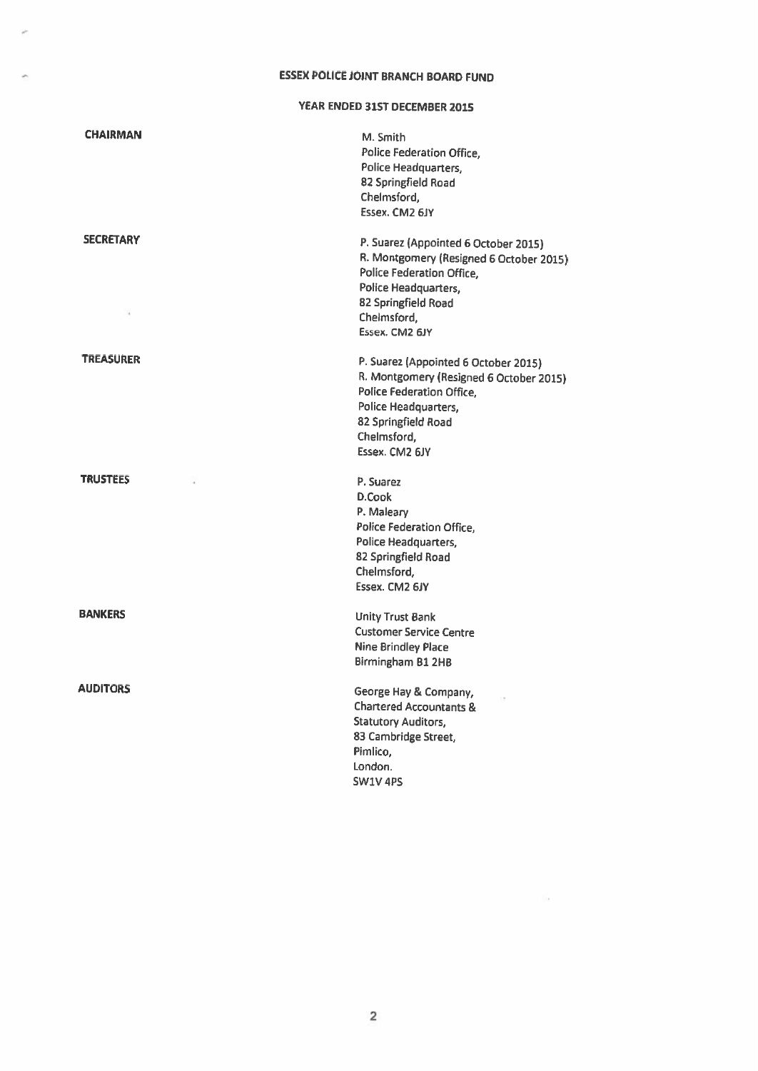# ESSEX POLICE JOINT BRANCH BOARD FUND

## YEAR ENDED 31ST DECEMBER 2015

| | |
|---|---|
| **CHAIRMAN** | M. Smith<br>Police Federation Office,<br>Police Headquarters,<br>82 Springfield Road<br>Chelmsford,<br>Essex. CM2 6JY |
| **SECRETARY** | P. Suarez (Appointed 6 October 2015)<br>R. Montgomery (Resigned 6 October 2015)<br>Police Federation Office,<br>Police Headquarters,<br>82 Springfield Road<br>Chelmsford,<br>Essex. CM2 6JY |
| **TREASURER** | P. Suarez (Appointed 6 October 2015)<br>R. Montgomery (Resigned 6 October 2015)<br>Police Federation Office,<br>Police Headquarters,<br>82 Springfield Road<br>Chelmsford,<br>Essex. CM2 6JY |
| **TRUSTEES** | P. Suarez<br>D.Cook<br>P. Maleary<br>Police Federation Office,<br>Police Headquarters,<br>82 Springfield Road<br>Chelmsford,<br>Essex. CM2 6JY |
| **BANKERS** | Unity Trust Bank<br>Customer Service Centre<br>Nine Brindley Place<br>Birmingham B1 2HB |
| **AUDITORS** | George Hay & Company,<br>Chartered Accountants &<br>Statutory Auditors,<br>83 Cambridge Street,<br>Pimlico,<br>London.<br>SW1V 4PS |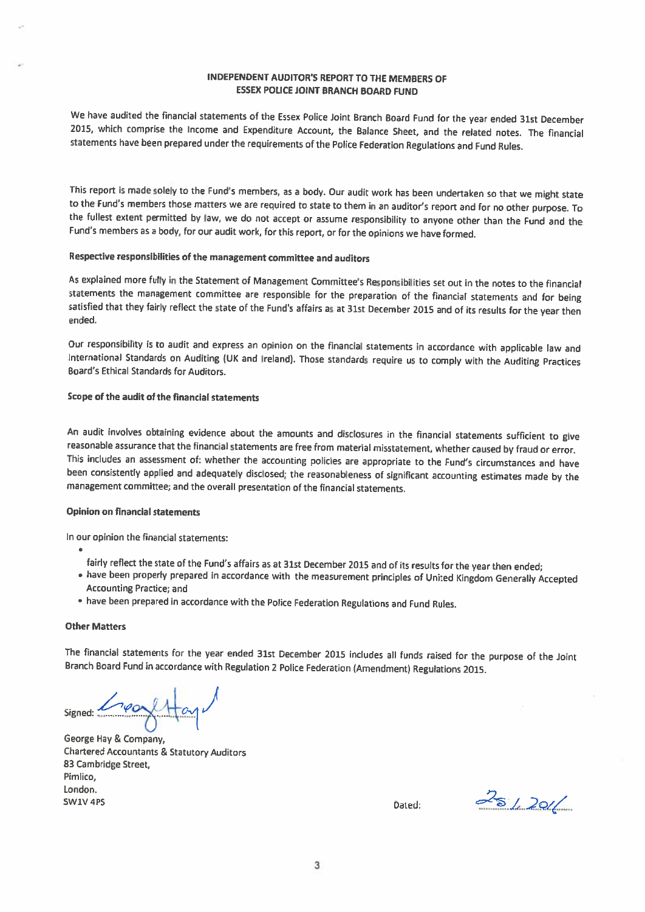# INDEPENDENT AUDITOR'S REPORT TO THE MEMBERS OF ESSEX POLICE JOINT BRANCH BOARD FUND

We have audited the financial statements of the Essex Police Joint Branch Board Fund for the year ended 31st December 2015, which comprise the Income and Expenditure Account, the Balance Sheet, and the related notes. The financial statements have been prepared under the requirements of the Police Federation Regulations and Fund Rules.

This report is made solely to the Fund's members, as a body. Our audit work has been undertaken so that we might state to the Fund's members those matters we are required to state to them in an auditor's report and for no other purpose. To the fullest extent permitted by law, we do not accept or assume responsibility to anyone other than the Fund and the Fund's members as a body, for our audit work, for this report, or for the opinions we have formed.

### Respective responsibilities of the management committee and auditors

As explained more fully in the Statement of Management Committee's Responsibilities set out in the notes to the financial statements the management committee are responsible for the preparation of the financial statements and for being satisfied that they fairly reflect the state of the Fund's affairs as at 31st December 2015 and of its results for the year then ended.

Our responsibility is to audit and express an opinion on the financial statements in accordance with applicable law and International Standards on Auditing (UK and Ireland). Those standards require us to comply with the Auditing Practices Board's Ethical Standards for Auditors.

### Scope of the audit of the financial statements

An audit involves obtaining evidence about the amounts and disclosures in the financial statements sufficient to give reasonable assurance that the financial statements are free from material misstatement, whether caused by fraud or error. This includes an assessment of: whether the accounting policies are appropriate to the Fund's circumstances and have been consistently applied and adequately disclosed; the reasonableness of significant accounting estimates made by the management committee; and the overall presentation of the financial statements.

### Opinion on financial statements

In our opinion the financial statements:

- fairly reflect the state of the Fund's affairs as at 31st December 2015 and of its results for the year then ended;
- have been properly prepared in accordance with the measurement principles of United Kingdom Generally Accepted Accounting Practice; and
- have been prepared in accordance with the Police Federation Regulations and Fund Rules.

### Other Matters

The financial statements for the year ended 31st December 2015 includes all funds raised for the purpose of the Joint Branch Board Fund in accordance with Regulation 2 Police Federation (Amendment) Regulations 2015.

Signed: George Hay

George Hay & Company,
Chartered Accountants & Statutory Auditors
83 Cambridge Street,
Pimlico,
London.
SW1V 4PS

Dated: 25/1/2016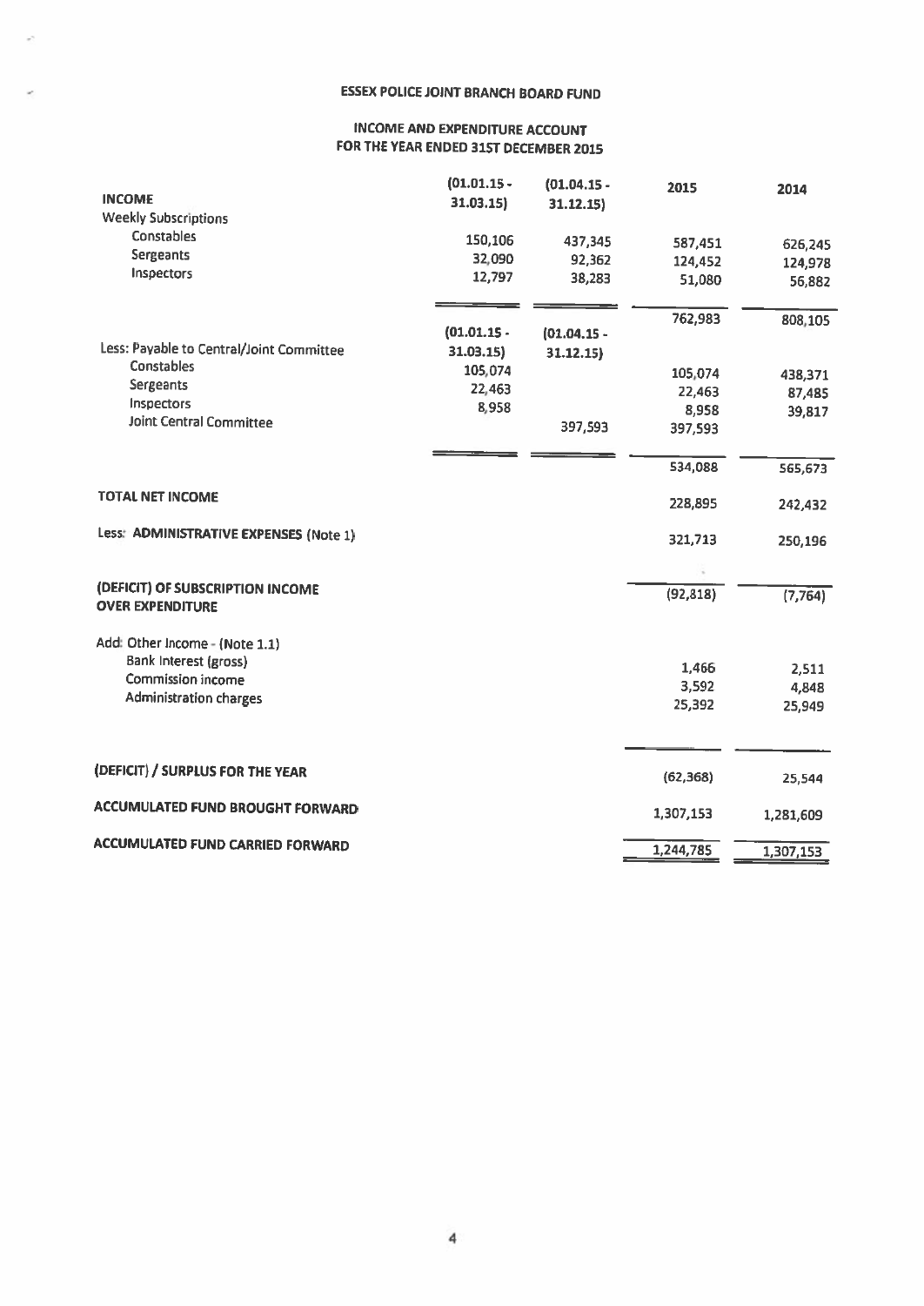# ESSEX POLICE JOINT BRANCH BOARD FUND

## INCOME AND EXPENDITURE ACCOUNT FOR THE YEAR ENDED 31ST DECEMBER 2015

| | (01.01.15 - 31.03.15) | (01.04.15 - 31.12.15) | 2015 | 2014 |
|---|---|---|---|---|
| **INCOME** | | | | |
| Weekly Subscriptions | | | | |
| Constables | 150,106 | 437,345 | 587,451 | 626,245 |
| Sergeants | 32,090 | 92,362 | 124,452 | 124,978 |
| Inspectors | 12,797 | 38,283 | 51,080 | 56,882 |
| | | | 762,983 | 808,105 |
| | (01.01.15 - 31.03.15) | (01.04.15 - 31.12.15) | | |
| Less: Payable to Central/Joint Committee | | | | |
| Constables | 105,074 | | 105,074 | 438,371 |
| Sergeants | 22,463 | | 22,463 | 87,485 |
| Inspectors | 8,958 | | 8,958 | 39,817 |
| Joint Central Committee | | 397,593 | 397,593 | |
| | | | 534,088 | 565,673 |
| **TOTAL NET INCOME** | | | 228,895 | 242,432 |
| Less: **ADMINISTRATIVE EXPENSES** (Note 1) | | | 321,713 | 250,196 |
| **(DEFICIT) OF SUBSCRIPTION INCOME OVER EXPENDITURE** | | | (92,818) | (7,764) |
| Add: Other Income - (Note 1.1) | | | | |
| Bank Interest (gross) | | | 1,466 | 2,511 |
| Commission income | | | 3,592 | 4,848 |
| Administration charges | | | 25,392 | 25,949 |
| **(DEFICIT) / SURPLUS FOR THE YEAR** | | | (62,368) | 25,544 |
| **ACCUMULATED FUND BROUGHT FORWARD** | | | 1,307,153 | 1,281,609 |
| **ACCUMULATED FUND CARRIED FORWARD** | | | 1,244,785 | 1,307,153 |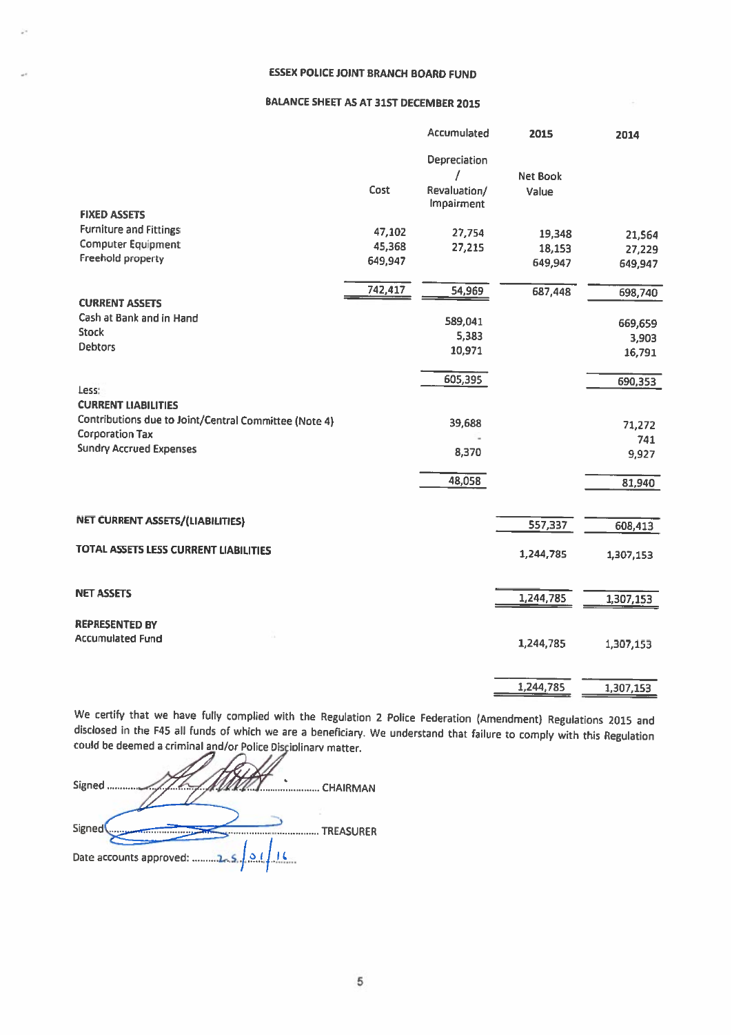**ESSEX POLICE JOINT BRANCH BOARD FUND**

**BALANCE SHEET AS AT 31ST DECEMBER 2015**

| | Cost | Accumulated Depreciation / Revaluation/ Impairment | 2015 Net Book Value | 2014 |
|---|---|---|---|---|
| **FIXED ASSETS** | | | | |
| Furniture and Fittings | 47,102 | 27,754 | 19,348 | 21,564 |
| Computer Equipment | 45,368 | 27,215 | 18,153 | 27,229 |
| Freehold property | 649,947 | | 649,947 | 649,947 |
| | 742,417 | 54,969 | 687,448 | 698,740 |
| **CURRENT ASSETS** | | | | |
| Cash at Bank and in Hand | | 589,041 | | 669,659 |
| Stock | | 5,383 | | 3,903 |
| Debtors | | 10,971 | | 16,791 |
| | | 605,395 | | 690,353 |
| Less: | | | | |
| **CURRENT LIABILITIES** | | | | |
| Contributions due to Joint/Central Committee (Note 4) | | 39,688 | | 71,272 |
| Corporation Tax | | - | | 741 |
| Sundry Accrued Expenses | | 8,370 | | 9,927 |
| | | 48,058 | | 81,940 |
| **NET CURRENT ASSETS/(LIABILITIES)** | | | 557,337 | 608,413 |
| **TOTAL ASSETS LESS CURRENT LIABILITIES** | | | 1,244,785 | 1,307,153 |
| **NET ASSETS** | | | 1,244,785 | 1,307,153 |
| **REPRESENTED BY** | | | | |
| Accumulated Fund | | | 1,244,785 | 1,307,153 |
| | | | 1,244,785 | 1,307,153 |

We certify that we have fully complied with the Regulation 2 Police Federation (Amendment) Regulations 2015 and disclosed in the F45 all funds of which we are a beneficiary. We understand that failure to comply with this Regulation could be deemed a criminal and/or Police Disciplinary matter.

Signed .................................... CHAIRMAN

Signed .................................... TREASURER

Date accounts approved: ....25/01/16....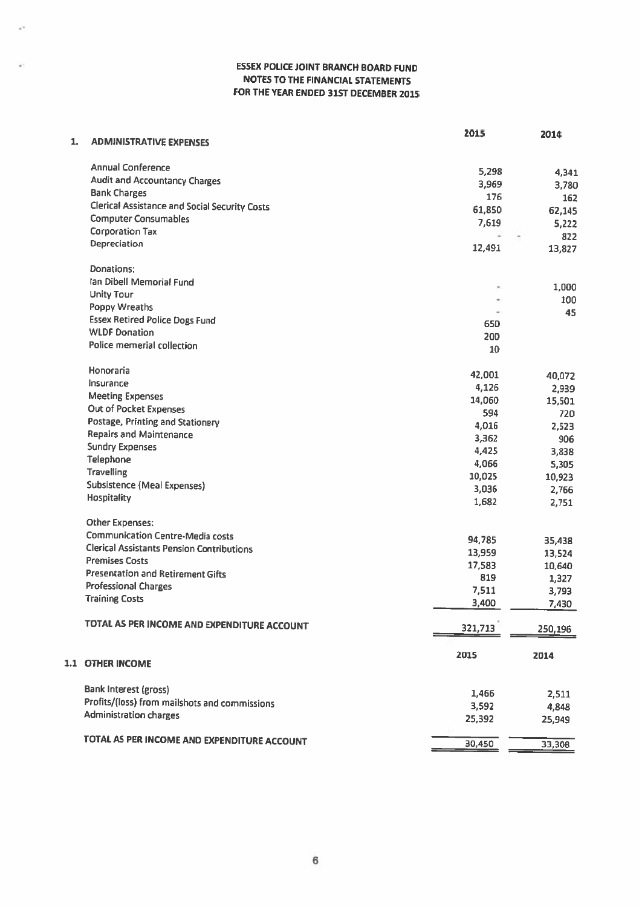# ESSEX POLICE JOINT BRANCH BOARD FUND
## NOTES TO THE FINANCIAL STATEMENTS
## FOR THE YEAR ENDED 31ST DECEMBER 2015

| 1. ADMINISTRATIVE EXPENSES | 2015 | 2014 |
|---|---|---|
| Annual Conference | 5,298 | 4,341 |
| Audit and Accountancy Charges | 3,969 | 3,780 |
| Bank Charges | 176 | 162 |
| Clerical Assistance and Social Security Costs | 61,850 | 62,145 |
| Computer Consumables | 7,619 | 5,222 |
| Corporation Tax | - | 822 |
| Depreciation | 12,491 | 13,827 |
| Donations: | | |
| Ian Dibell Memorial Fund | - | 1,000 |
| Unity Tour | - | 100 |
| Poppy Wreaths | - | 45 |
| Essex Retired Police Dogs Fund | 650 | |
| WLDF Donation | 200 | |
| Police memerial collection | 10 | |
| Honoraria | 42,001 | 40,072 |
| Insurance | 4,126 | 2,939 |
| Meeting Expenses | 14,060 | 15,501 |
| Out of Pocket Expenses | 594 | 720 |
| Postage, Printing and Stationery | 4,016 | 2,523 |
| Repairs and Maintenance | 3,362 | 906 |
| Sundry Expenses | 4,425 | 3,838 |
| Telephone | 4,066 | 5,305 |
| Travelling | 10,025 | 10,923 |
| Subsistence (Meal Expenses) | 3,036 | 2,766 |
| Hospitality | 1,682 | 2,751 |
| Other Expenses: | | |
| Communication Centre-Media costs | 94,785 | 35,438 |
| Clerical Assistants Pension Contributions | 13,959 | 13,524 |
| Premises Costs | 17,583 | 10,640 |
| Presentation and Retirement Gifts | 819 | 1,327 |
| Professional Charges | 7,511 | 3,793 |
| Training Costs | 3,400 | 7,430 |
| **TOTAL AS PER INCOME AND EXPENDITURE ACCOUNT** | 321,713 | 250,196 |

| 1.1 OTHER INCOME | 2015 | 2014 |
|---|---|---|
| Bank Interest (gross) | 1,466 | 2,511 |
| Profits/(loss) from mailshots and commissions | 3,592 | 4,848 |
| Administration charges | 25,392 | 25,949 |
| **TOTAL AS PER INCOME AND EXPENDITURE ACCOUNT** | 30,450 | 33,308 |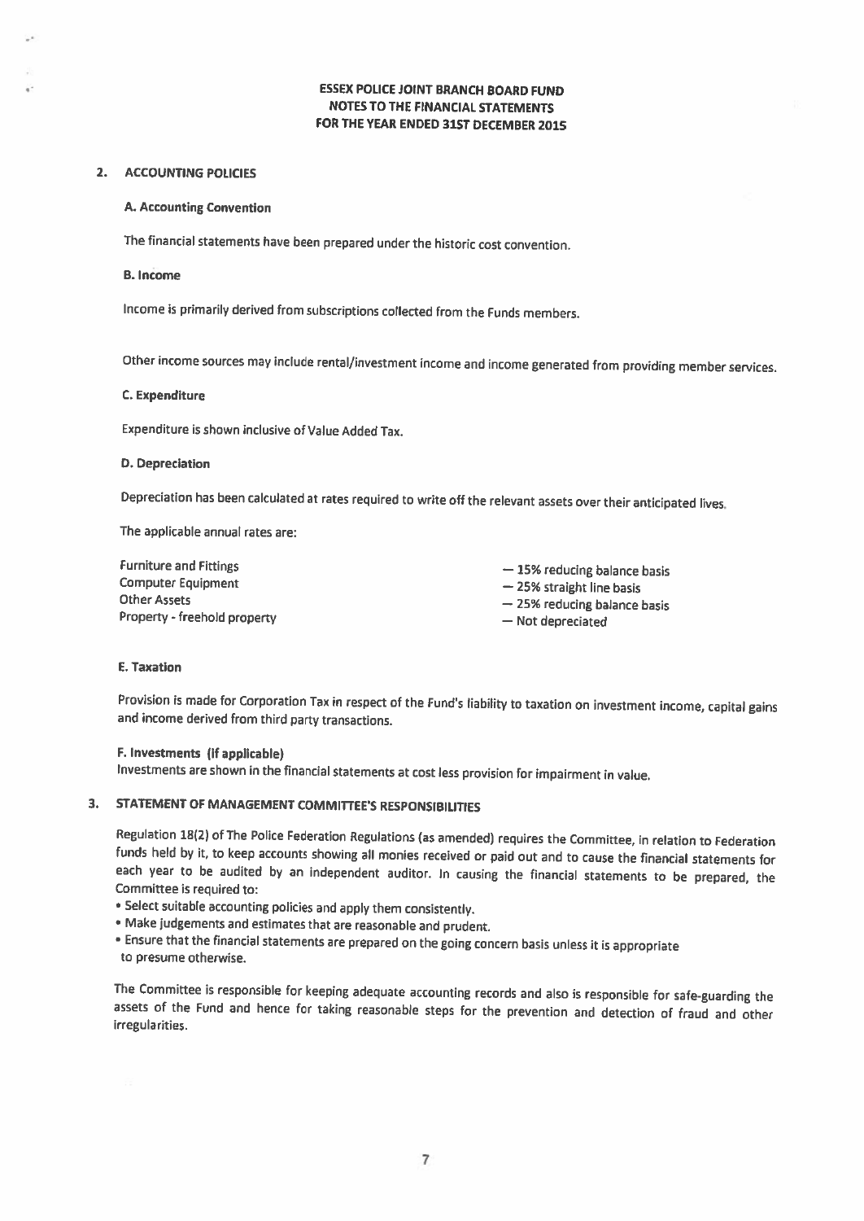**ESSEX POLICE JOINT BRANCH BOARD FUND**
**NOTES TO THE FINANCIAL STATEMENTS**
**FOR THE YEAR ENDED 31ST DECEMBER 2015**

## 2. ACCOUNTING POLICIES

### A. Accounting Convention

The financial statements have been prepared under the historic cost convention.

### B. Income

Income is primarily derived from subscriptions collected from the Funds members.

Other income sources may include rental/investment income and income generated from providing member services.

### C. Expenditure

Expenditure is shown inclusive of Value Added Tax.

### D. Depreciation

Depreciation has been calculated at rates required to write off the relevant assets over their anticipated lives.

The applicable annual rates are:

| | |
|---|---|
| Furniture and Fittings | — 15% reducing balance basis |
| Computer Equipment | — 25% straight line basis |
| Other Assets | — 25% reducing balance basis |
| Property - freehold property | — Not depreciated |

### E. Taxation

Provision is made for Corporation Tax in respect of the Fund's liability to taxation on investment income, capital gains and income derived from third party transactions.

### F. Investments (If applicable)

Investments are shown in the financial statements at cost less provision for impairment in value.

## 3. STATEMENT OF MANAGEMENT COMMITTEE'S RESPONSIBILITIES

Regulation 18(2) of The Police Federation Regulations (as amended) requires the Committee, in relation to Federation funds held by it, to keep accounts showing all monies received or paid out and to cause the financial statements for each year to be audited by an independent auditor. In causing the financial statements to be prepared, the Committee is required to:

- Select suitable accounting policies and apply them consistently.
- Make judgements and estimates that are reasonable and prudent.
- Ensure that the financial statements are prepared on the going concern basis unless it is appropriate to presume otherwise.

The Committee is responsible for keeping adequate accounting records and also is responsible for safe-guarding the assets of the Fund and hence for taking reasonable steps for the prevention and detection of fraud and other irregularities.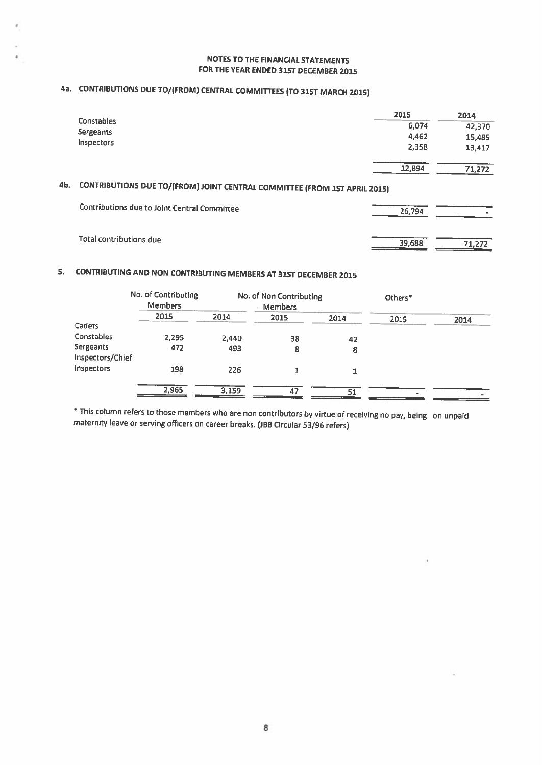## NOTES TO THE FINANCIAL STATEMENTS
## FOR THE YEAR ENDED 31ST DECEMBER 2015

### 4a. CONTRIBUTIONS DUE TO/(FROM) CENTRAL COMMITTEES (TO 31ST MARCH 2015)

| | 2015 | 2014 |
|---|---|---|
| Constables | 6,074 | 42,370 |
| Sergeants | 4,462 | 15,485 |
| Inspectors | 2,358 | 13,417 |
| | 12,894 | 71,272 |

### 4b. CONTRIBUTIONS DUE TO/(FROM) JOINT CENTRAL COMMITTEE (FROM 1ST APRIL 2015)

| | 2015 | 2014 |
|---|---|---|
| Contributions due to Joint Central Committee | 26,794 | - |
| Total contributions due | 39,688 | 71,272 |

### 5. CONTRIBUTING AND NON CONTRIBUTING MEMBERS AT 31ST DECEMBER 2015

| | No. of Contributing Members | | No. of Non Contributing Members | | Others* | |
|---|---|---|---|---|---|---|
| | 2015 | 2014 | 2015 | 2014 | 2015 | 2014 |
| Cadets | | | | | | |
| Constables | 2,295 | 2,440 | 38 | 42 | | |
| Sergeants | 472 | 493 | 8 | 8 | | |
| Inspectors/Chief Inspectors | 198 | 226 | 1 | 1 | | |
| | 2,965 | 3,159 | 47 | 51 | - | - |

* This column refers to those members who are non contributors by virtue of receiving no pay, being on unpaid maternity leave or serving officers on career breaks. (JBB Circular 53/96 refers)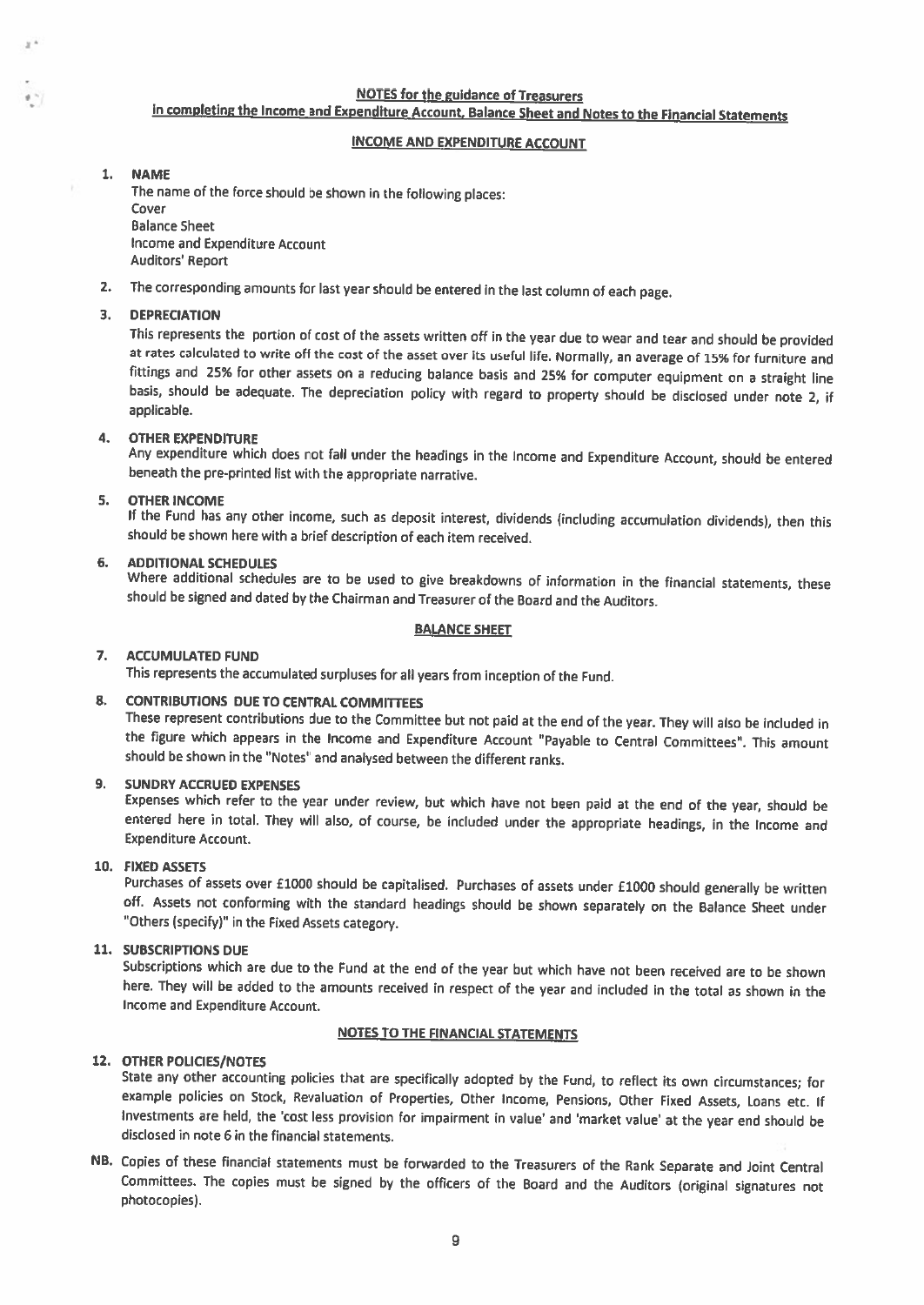## NOTES for the guidance of Treasurers

## In completing the Income and Expenditure Account, Balance Sheet and Notes to the Financial Statements

### INCOME AND EXPENDITURE ACCOUNT

**1. NAME**

The name of the force should be shown in the following places:
Cover
Balance Sheet
Income and Expenditure Account
Auditors' Report

**2.** The corresponding amounts for last year should be entered in the last column of each page.

**3. DEPRECIATION**

This represents the portion of cost of the assets written off in the year due to wear and tear and should be provided at rates calculated to write off the cost of the asset over its useful life. Normally, an average of 15% for furniture and fittings and 25% for other assets on a reducing balance basis and 25% for computer equipment on a straight line basis, should be adequate. The depreciation policy with regard to property should be disclosed under note 2, if applicable.

**4. OTHER EXPENDITURE**

Any expenditure which does not fall under the headings in the Income and Expenditure Account, should be entered beneath the pre-printed list with the appropriate narrative.

**5. OTHER INCOME**

If the Fund has any other income, such as deposit interest, dividends (including accumulation dividends), then this should be shown here with a brief description of each item received.

**6. ADDITIONAL SCHEDULES**

Where additional schedules are to be used to give breakdowns of information in the financial statements, these should be signed and dated by the Chairman and Treasurer of the Board and the Auditors.

### BALANCE SHEET

**7. ACCUMULATED FUND**

This represents the accumulated surpluses for all years from inception of the Fund.

**8. CONTRIBUTIONS DUE TO CENTRAL COMMITTEES**

These represent contributions due to the Committee but not paid at the end of the year. They will also be included in the figure which appears in the Income and Expenditure Account "Payable to Central Committees". This amount should be shown in the "Notes" and analysed between the different ranks.

**9. SUNDRY ACCRUED EXPENSES**

Expenses which refer to the year under review, but which have not been paid at the end of the year, should be entered here in total. They will also, of course, be included under the appropriate headings, in the Income and Expenditure Account.

**10. FIXED ASSETS**

Purchases of assets over £1000 should be capitalised. Purchases of assets under £1000 should generally be written off. Assets not conforming with the standard headings should be shown separately on the Balance Sheet under "Others (specify)" in the Fixed Assets category.

**11. SUBSCRIPTIONS DUE**

Subscriptions which are due to the Fund at the end of the year but which have not been received are to be shown here. They will be added to the amounts received in respect of the year and included in the total as shown in the Income and Expenditure Account.

### NOTES TO THE FINANCIAL STATEMENTS

**12. OTHER POLICIES/NOTES**

State any other accounting policies that are specifically adopted by the Fund, to reflect its own circumstances; for example policies on Stock, Revaluation of Properties, Other Income, Pensions, Other Fixed Assets, Loans etc. If Investments are held, the 'cost less provision for impairment in value' and 'market value' at the year end should be disclosed in note 6 in the financial statements.

**NB.** Copies of these financial statements must be forwarded to the Treasurers of the Rank Separate and Joint Central Committees. The copies must be signed by the officers of the Board and the Auditors (original signatures not photocopies).